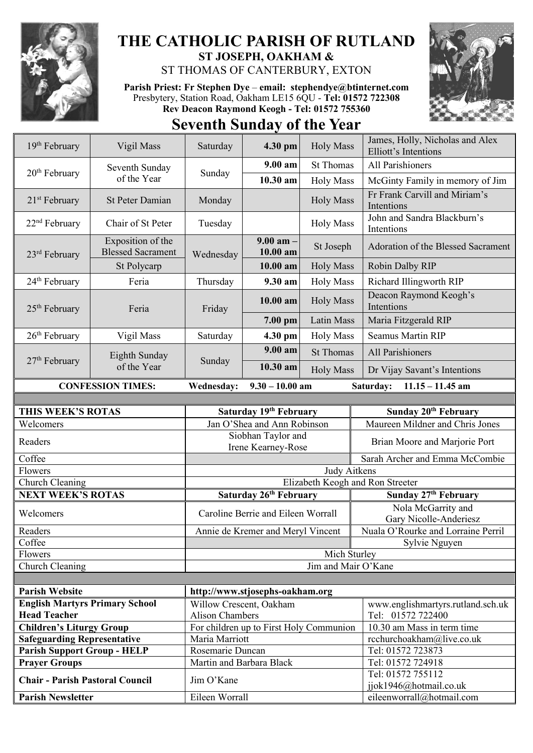# THE CATHOLIC PARISH OF RUTLAND

## ST JOSEPH, OAKHAM &

## ST THOMAS OF CANTERBURY, EXTON

**Parish Priest: Fr Stephen Dye** – **email: stephendye@btinternet.com**
Presbytery, Station Road, Oakham LE15 6QU - **Tel: 01572 722308**
**Rev Deacon Raymond Keogh - Tel: 01572 755360**

# Seventh Sunday of the Year

| Date | Celebration | Day | Time | Mass | Intention |
|---|---|---|---|---|---|
| 19th February | Vigil Mass | Saturday | 4.30 pm | Holy Mass | James, Holly, Nicholas and Alex Elliott's Intentions |
| 20th February | Seventh Sunday of the Year | Sunday | 9.00 am | St Thomas | All Parishioners |
| | | | 10.30 am | Holy Mass | McGinty Family in memory of Jim |
| 21st February | St Peter Damian | Monday | | Holy Mass | Fr Frank Carvill and Miriam's Intentions |
| 22nd February | Chair of St Peter | Tuesday | | Holy Mass | John and Sandra Blackburn's Intentions |
| 23rd February | Exposition of the Blessed Sacrament | Wednesday | 9.00 am – 10.00 am | St Joseph | Adoration of the Blessed Sacrament |
| | St Polycarp | | 10.00 am | Holy Mass | Robin Dalby RIP |
| 24th February | Feria | Thursday | 9.30 am | Holy Mass | Richard Illingworth RIP |
| 25th February | Feria | Friday | 10.00 am | Holy Mass | Deacon Raymond Keogh's Intentions |
| | | | 7.00 pm | Latin Mass | Maria Fitzgerald RIP |
| 26th February | Vigil Mass | Saturday | 4.30 pm | Holy Mass | Seamus Martin RIP |
| 27th February | Eighth Sunday of the Year | Sunday | 9.00 am | St Thomas | All Parishioners |
| | | | 10.30 am | Holy Mass | Dr Vijay Savant's Intentions |

**CONFESSION TIMES:** **Wednesday: 9.30 – 10.00 am** **Saturday: 11.15 – 11.45 am**

| **THIS WEEK'S ROTAS** | **Saturday 19th February** | **Sunday 20th February** |
|---|---|---|
| Welcomers | Jan O'Shea and Ann Robinson | Maureen Mildner and Chris Jones |
| Readers | Siobhan Taylor and Irene Kearney-Rose | Brian Moore and Marjorie Port |
| Coffee | | Sarah Archer and Emma McCombie |
| Flowers | Judy Aitkens | |
| Church Cleaning | Elizabeth Keogh and Ron Streeter | |
| **NEXT WEEK'S ROTAS** | **Saturday 26th February** | **Sunday 27th February** |
| Welcomers | Caroline Berrie and Eileen Worrall | Nola McGarrity and Gary Nicolle-Anderiesz |
| Readers | Annie de Kremer and Meryl Vincent | Nuala O'Rourke and Lorraine Perril |
| Coffee | | Sylvie Nguyen |
| Flowers | Mich Sturley | |
| Church Cleaning | Jim and Mair O'Kane | |

| | | |
|---|---|---|
| **Parish Website** | **http://www.stjosephs-oakham.org** | |
| **English Martyrs Primary School Head Teacher** | Willow Crescent, Oakham Alison Chambers | www.englishmartyrs.rutland.sch.uk Tel: 01572 722400 |
| **Children's Liturgy Group** | For children up to First Holy Communion | 10.30 am Mass in term time |
| **Safeguarding Representative** | Maria Marriott | rcchurchoakham@live.co.uk |
| **Parish Support Group - HELP** | Rosemarie Duncan | Tel: 01572 723873 |
| **Prayer Groups** | Martin and Barbara Black | Tel: 01572 724918 |
| **Chair - Parish Pastoral Council** | Jim O'Kane | Tel: 01572 755112 jjok1946@hotmail.co.uk |
| **Parish Newsletter** | Eileen Worrall | eileenworrall@hotmail.com |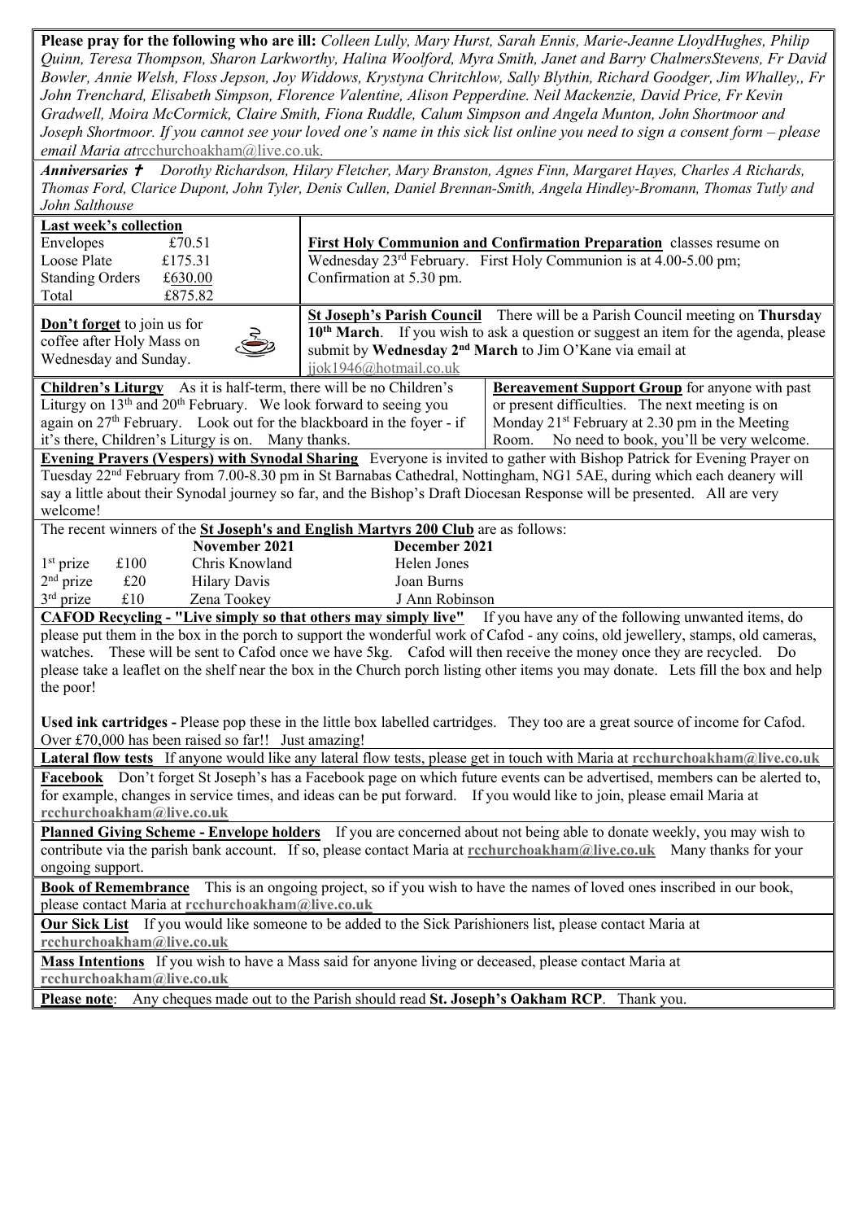**Please pray for the following who are ill:** *Colleen Lully, Mary Hurst, Sarah Ennis, Marie-Jeanne LloydHughes, Philip Quinn, Teresa Thompson, Sharon Larkworthy, Halina Woolford, Myra Smith, Janet and Barry ChalmersStevens, Fr David Bowler, Annie Welsh, Floss Jepson, Joy Widdows, Krystyna Critchlow, Sally Blythin, Richard Goodger, Jim Whalley,, Fr John Trenchard, Elisabeth Simpson, Florence Valentine, Alison Pepperdine. Neil Mackenzie, David Price, Fr Kevin Gradwell, Moira McCormick, Claire Smith, Fiona Ruddle, Calum Simpson and Angela Munton, John Shortmoor and Joseph Shortmoor. If you cannot see your loved one's name in this sick list online you need to sign a consent form – please email Maria at*rcchurchoakham@live.co.uk.

***Anniversaries*** ✝ *Dorothy Richardson, Hilary Fletcher, Mary Branston, Agnes Finn, Margaret Hayes, Charles A Richards, Thomas Ford, Clarice Dupont, John Tyler, Denis Cullen, Daniel Brennan-Smith, Angela Hindley-Bromann, Thomas Tutly and John Salthouse*

**Last week's collection**

| | |
|---|---|
| Envelopes | £70.51 |
| Loose Plate | £175.31 |
| Standing Orders | £630.00 |
| Total | £875.82 |

**First Holy Communion and Confirmation Preparation** classes resume on Wednesday 23rd February. First Holy Communion is at 4.00-5.00 pm; Confirmation at 5.30 pm.

**Don't forget** to join us for coffee after Holy Mass on Wednesday and Sunday.

**St Joseph's Parish Council** There will be a Parish Council meeting on **Thursday 10th March**. If you wish to ask a question or suggest an item for the agenda, please submit by **Wednesday 2nd March** to Jim O'Kane via email at jjok1946@hotmail.co.uk

**Children's Liturgy** As it is half-term, there will be no Children's Liturgy on 13th and 20th February. We look forward to seeing you again on 27th February. Look out for the blackboard in the foyer - if it's there, Children's Liturgy is on. Many thanks.

**Bereavement Support Group** for anyone with past or present difficulties. The next meeting is on Monday 21st February at 2.30 pm in the Meeting Room. No need to book, you'll be very welcome.

**Evening Prayers (Vespers) with Synodal Sharing** Everyone is invited to gather with Bishop Patrick for Evening Prayer on Tuesday 22nd February from 7.00-8.30 pm in St Barnabas Cathedral, Nottingham, NG1 5AE, during which each deanery will say a little about their Synodal journey so far, and the Bishop's Draft Diocesan Response will be presented. All are very welcome!

The recent winners of the **St Joseph's and English Martyrs 200 Club** are as follows:

| | | November 2021 | December 2021 |
|---|---|---|---|
| 1st prize | £100 | Chris Knowland | Helen Jones |
| 2nd prize | £20 | Hilary Davis | Joan Burns |
| 3rd prize | £10 | Zena Tookey | J Ann Robinson |

**CAFOD Recycling - "Live simply so that others may simply live"** If you have any of the following unwanted items, do please put them in the box in the porch to support the wonderful work of Cafod - any coins, old jewellery, stamps, old cameras, watches. These will be sent to Cafod once we have 5kg. Cafod will then receive the money once they are recycled. Do please take a leaflet on the shelf near the box in the Church porch listing other items you may donate. Lets fill the box and help the poor!

**Used ink cartridges -** Please pop these in the little box labelled cartridges. They too are a great source of income for Cafod. Over £70,000 has been raised so far!! Just amazing!

**Lateral flow tests** If anyone would like any lateral flow tests, please get in touch with Maria at **rcchurchoakham@live.co.uk**

**Facebook** Don't forget St Joseph's has a Facebook page on which future events can be advertised, members can be alerted to, for example, changes in service times, and ideas can be put forward. If you would like to join, please email Maria at **rcchurchoakham@live.co.uk**

**Planned Giving Scheme - Envelope holders** If you are concerned about not being able to donate weekly, you may wish to contribute via the parish bank account. If so, please contact Maria at **rcchurchoakham@live.co.uk** Many thanks for your ongoing support.

**Book of Remembrance** This is an ongoing project, so if you wish to have the names of loved ones inscribed in our book, please contact Maria at **rcchurchoakham@live.co.uk**

**Our Sick List** If you would like someone to be added to the Sick Parishioners list, please contact Maria at **rcchurchoakham@live.co.uk**

**Mass Intentions** If you wish to have a Mass said for anyone living or deceased, please contact Maria at **rcchurchoakham@live.co.uk**

**Please note**: Any cheques made out to the Parish should read **St. Joseph's Oakham RCP**. Thank you.